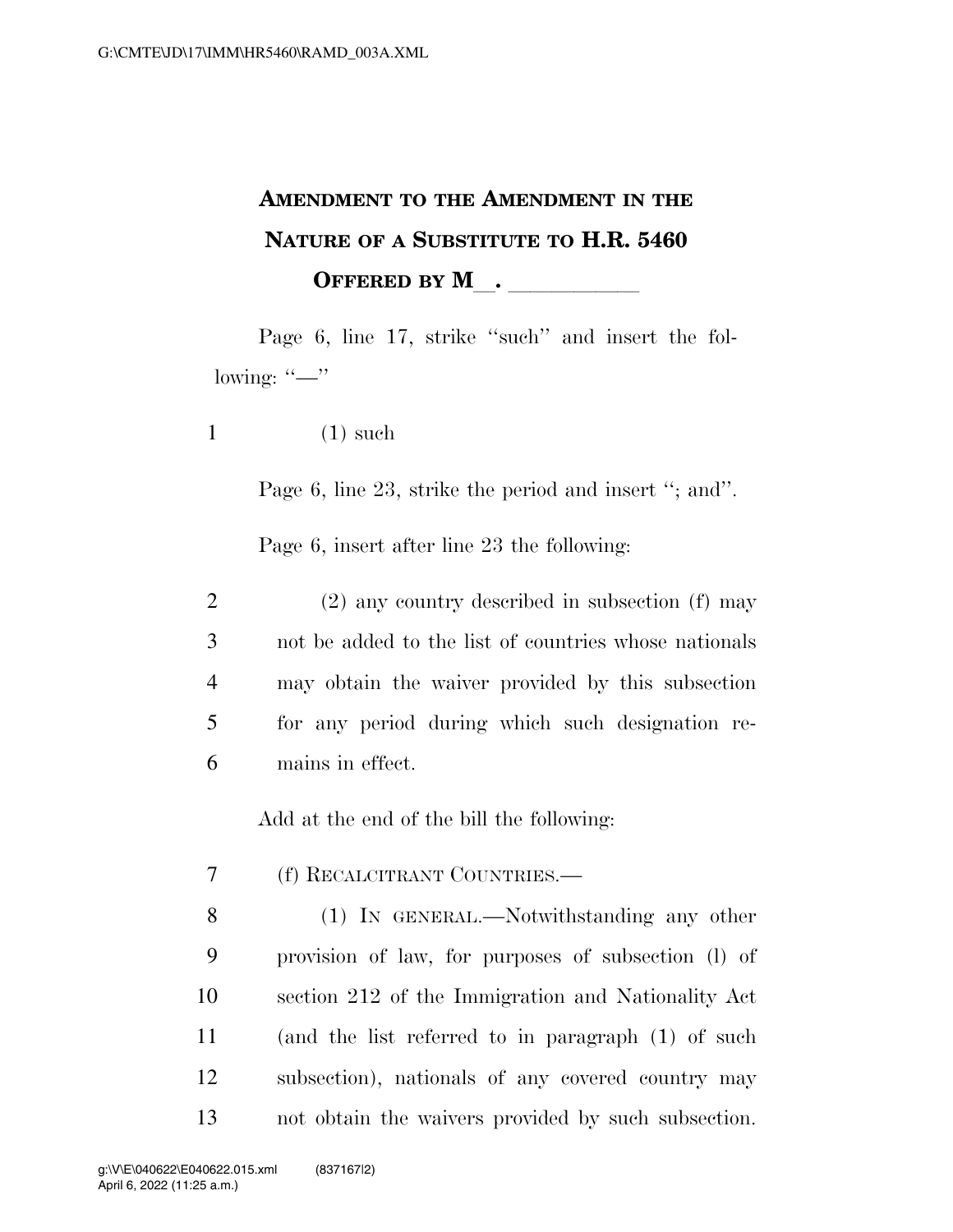# Amendment to the Amendment in the Nature of a Substitute to H.R. 5460

## Offered by M\_\_. \_\_\_\_\_\_\_\_\_\_\_

Page 6, line 17, strike "such" and insert the following: "—"

1 (1) such

Page 6, line 23, strike the period and insert "; and".

Page 6, insert after line 23 the following:

2 (2) any country described in subsection (f) may
3 not be added to the list of countries whose nationals
4 may obtain the waiver provided by this subsection
5 for any period during which such designation re-
6 mains in effect.

Add at the end of the bill the following:

7 (f) Recalcitrant Countries.—
8 (1) In general.—Notwithstanding any other
9 provision of law, for purposes of subsection (l) of
10 section 212 of the Immigration and Nationality Act
11 (and the list referred to in paragraph (1) of such
12 subsection), nationals of any covered country may
13 not obtain the waivers provided by such subsection.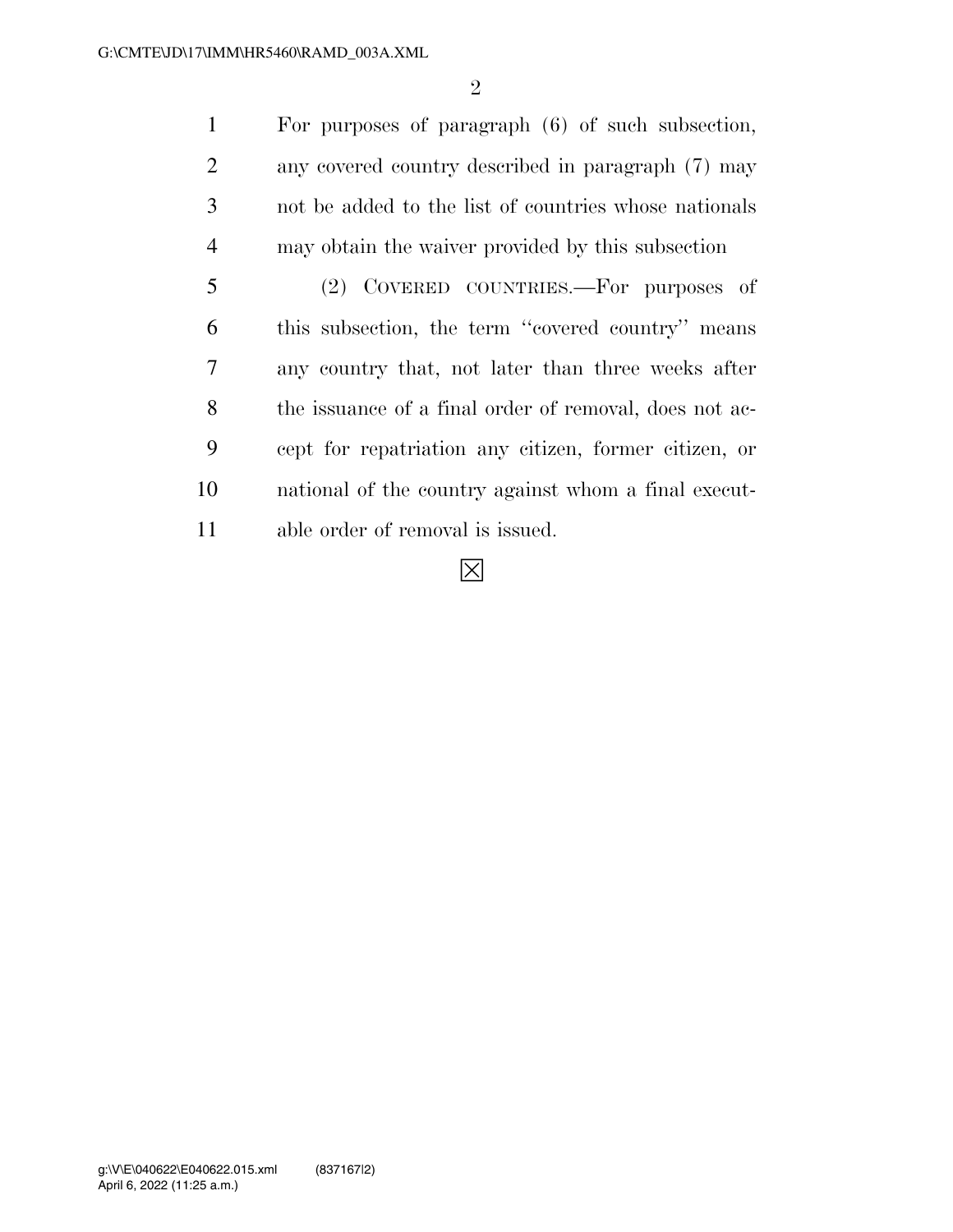For purposes of paragraph (6) of such subsection, any covered country described in paragraph (7) may not be added to the list of countries whose nationals may obtain the waiver provided by this subsection

(2) COVERED COUNTRIES.—For purposes of this subsection, the term ''covered country'' means any country that, not later than three weeks after the issuance of a final order of removal, does not accept for repatriation any citizen, former citizen, or national of the country against whom a final executable order of removal is issued.